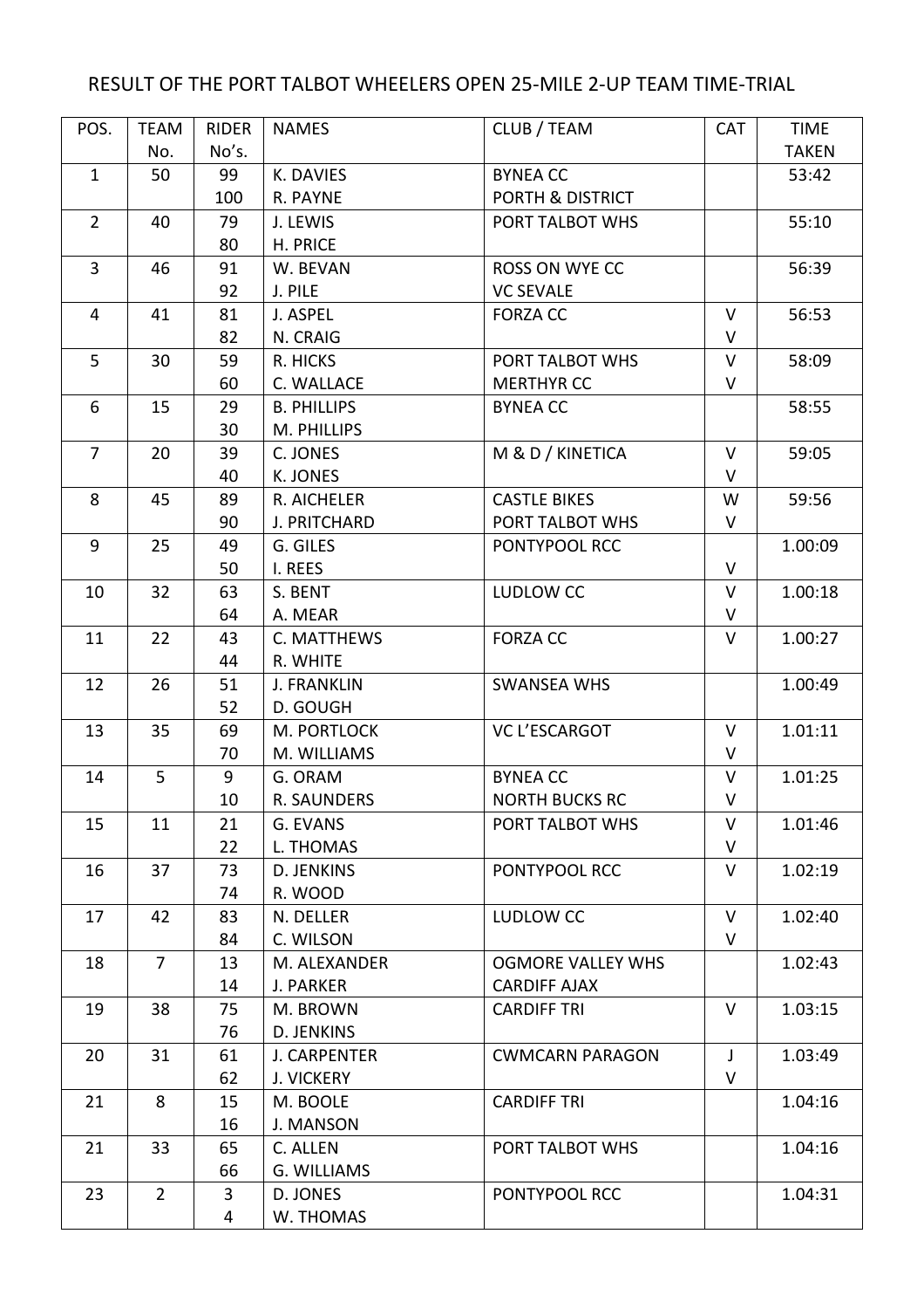# RESULT OF THE PORT TALBOT WHEELERS OPEN 25-MILE 2-UP TEAM TIME-TRIAL

| POS. | TEAM No. | RIDER No's. | NAMES | CLUB / TEAM | CAT | TIME TAKEN |
|---|---|---|---|---|---|---|
| 1 | 50 | 99 | K. DAVIES | BYNEA CC | | 53:42 |
| | | 100 | R. PAYNE | PORTH & DISTRICT | | |
| 2 | 40 | 79 | J. LEWIS | PORT TALBOT WHS | | 55:10 |
| | | 80 | H. PRICE | | | |
| 3 | 46 | 91 | W. BEVAN | ROSS ON WYE CC | | 56:39 |
| | | 92 | J. PILE | VC SEVALE | | |
| 4 | 41 | 81 | J. ASPEL | FORZA CC | V | 56:53 |
| | | 82 | N. CRAIG | | V | |
| 5 | 30 | 59 | R. HICKS | PORT TALBOT WHS | V | 58:09 |
| | | 60 | C. WALLACE | MERTHYR CC | V | |
| 6 | 15 | 29 | B. PHILLIPS | BYNEA CC | | 58:55 |
| | | 30 | M. PHILLIPS | | | |
| 7 | 20 | 39 | C. JONES | M & D / KINETICA | V | 59:05 |
| | | 40 | K. JONES | | V | |
| 8 | 45 | 89 | R. AICHELER | CASTLE BIKES | W | 59:56 |
| | | 90 | J. PRITCHARD | PORT TALBOT WHS | V | |
| 9 | 25 | 49 | G. GILES | PONTYPOOL RCC | | 1.00:09 |
| | | 50 | I. REES | | V | |
| 10 | 32 | 63 | S. BENT | LUDLOW CC | V | 1.00:18 |
| | | 64 | A. MEAR | | V | |
| 11 | 22 | 43 | C. MATTHEWS | FORZA CC | V | 1.00:27 |
| | | 44 | R. WHITE | | | |
| 12 | 26 | 51 | J. FRANKLIN | SWANSEA WHS | | 1.00:49 |
| | | 52 | D. GOUGH | | | |
| 13 | 35 | 69 | M. PORTLOCK | VC L'ESCARGOT | V | 1.01:11 |
| | | 70 | M. WILLIAMS | | V | |
| 14 | 5 | 9 | G. ORAM | BYNEA CC | V | 1.01:25 |
| | | 10 | R. SAUNDERS | NORTH BUCKS RC | V | |
| 15 | 11 | 21 | G. EVANS | PORT TALBOT WHS | V | 1.01:46 |
| | | 22 | L. THOMAS | | V | |
| 16 | 37 | 73 | D. JENKINS | PONTYPOOL RCC | V | 1.02:19 |
| | | 74 | R. WOOD | | | |
| 17 | 42 | 83 | N. DELLER | LUDLOW CC | V | 1.02:40 |
| | | 84 | C. WILSON | | V | |
| 18 | 7 | 13 | M. ALEXANDER | OGMORE VALLEY WHS | | 1.02:43 |
| | | 14 | J. PARKER | CARDIFF AJAX | | |
| 19 | 38 | 75 | M. BROWN | CARDIFF TRI | V | 1.03:15 |
| | | 76 | D. JENKINS | | | |
| 20 | 31 | 61 | J. CARPENTER | CWMCARN PARAGON | J | 1.03:49 |
| | | 62 | J. VICKERY | | V | |
| 21 | 8 | 15 | M. BOOLE | CARDIFF TRI | | 1.04:16 |
| | | 16 | J. MANSON | | | |
| 21 | 33 | 65 | C. ALLEN | PORT TALBOT WHS | | 1.04:16 |
| | | 66 | G. WILLIAMS | | | |
| 23 | 2 | 3 | D. JONES | PONTYPOOL RCC | | 1.04:31 |
| | | 4 | W. THOMAS | | | |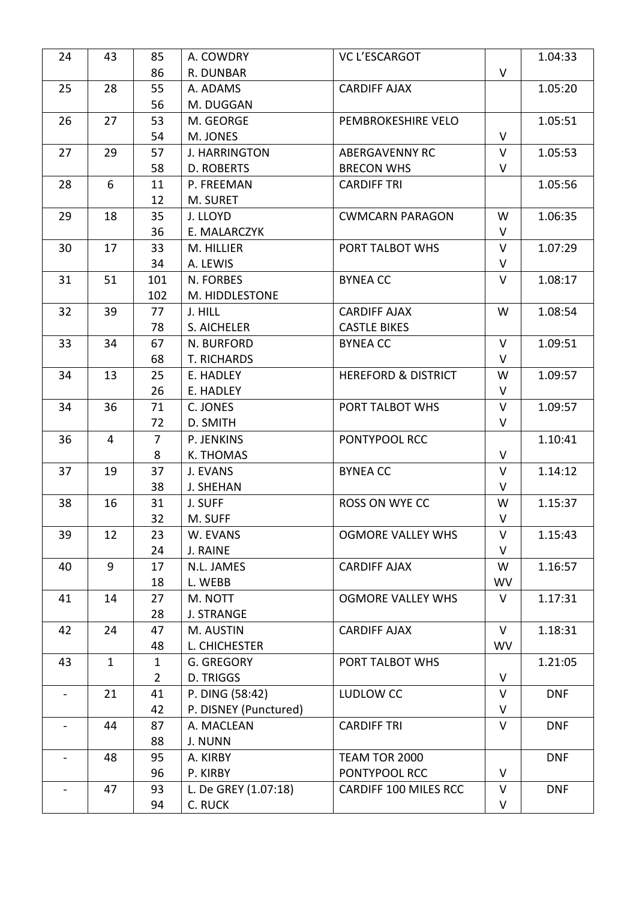| 24 | 43 | 85 | A. COWDRY | VC L'ESCARGOT | | 1.04:33 |
|---|---|---|---|---|---|---|
| | | 86 | R. DUNBAR | | V | |
| 25 | 28 | 55 | A. ADAMS | CARDIFF AJAX | | 1.05:20 |
| | | 56 | M. DUGGAN | | | |
| 26 | 27 | 53 | M. GEORGE | PEMBROKESHIRE VELO | | 1.05:51 |
| | | 54 | M. JONES | | V | |
| 27 | 29 | 57 | J. HARRINGTON | ABERGAVENNY RC | V | 1.05:53 |
| | | 58 | D. ROBERTS | BRECON WHS | V | |
| 28 | 6 | 11 | P. FREEMAN | CARDIFF TRI | | 1.05:56 |
| | | 12 | M. SURET | | | |
| 29 | 18 | 35 | J. LLOYD | CWMCARN PARAGON | W | 1.06:35 |
| | | 36 | E. MALARCZYK | | V | |
| 30 | 17 | 33 | M. HILLIER | PORT TALBOT WHS | V | 1.07:29 |
| | | 34 | A. LEWIS | | V | |
| 31 | 51 | 101 | N. FORBES | BYNEA CC | V | 1.08:17 |
| | | 102 | M. HIDDLESTONE | | | |
| 32 | 39 | 77 | J. HILL | CARDIFF AJAX | W | 1.08:54 |
| | | 78 | S. AICHELER | CASTLE BIKES | | |
| 33 | 34 | 67 | N. BURFORD | BYNEA CC | V | 1.09:51 |
| | | 68 | T. RICHARDS | | V | |
| 34 | 13 | 25 | E. HADLEY | HEREFORD & DISTRICT | W | 1.09:57 |
| | | 26 | E. HADLEY | | V | |
| 34 | 36 | 71 | C. JONES | PORT TALBOT WHS | V | 1.09:57 |
| | | 72 | D. SMITH | | V | |
| 36 | 4 | 7 | P. JENKINS | PONTYPOOL RCC | | 1.10:41 |
| | | 8 | K. THOMAS | | V | |
| 37 | 19 | 37 | J. EVANS | BYNEA CC | V | 1.14:12 |
| | | 38 | J. SHEHAN | | V | |
| 38 | 16 | 31 | J. SUFF | ROSS ON WYE CC | W | 1.15:37 |
| | | 32 | M. SUFF | | V | |
| 39 | 12 | 23 | W. EVANS | OGMORE VALLEY WHS | V | 1.15:43 |
| | | 24 | J. RAINE | | V | |
| 40 | 9 | 17 | N.L. JAMES | CARDIFF AJAX | W | 1.16:57 |
| | | 18 | L. WEBB | | WV | |
| 41 | 14 | 27 | M. NOTT | OGMORE VALLEY WHS | V | 1.17:31 |
| | | 28 | J. STRANGE | | | |
| 42 | 24 | 47 | M. AUSTIN | CARDIFF AJAX | V | 1.18:31 |
| | | 48 | L. CHICHESTER | | WV | |
| 43 | 1 | 1 | G. GREGORY | PORT TALBOT WHS | | 1.21:05 |
| | | 2 | D. TRIGGS | | V | |
| - | 21 | 41 | P. DING (58:42) | LUDLOW CC | V | DNF |
| | | 42 | P. DISNEY (Punctured) | | V | |
| - | 44 | 87 | A. MACLEAN | CARDIFF TRI | V | DNF |
| | | 88 | J. NUNN | | | |
| - | 48 | 95 | A. KIRBY | TEAM TOR 2000 | | DNF |
| | | 96 | P. KIRBY | PONTYPOOL RCC | V | |
| - | 47 | 93 | L. De GREY (1.07:18) | CARDIFF 100 MILES RCC | V | DNF |
| | | 94 | C. RUCK | | V | |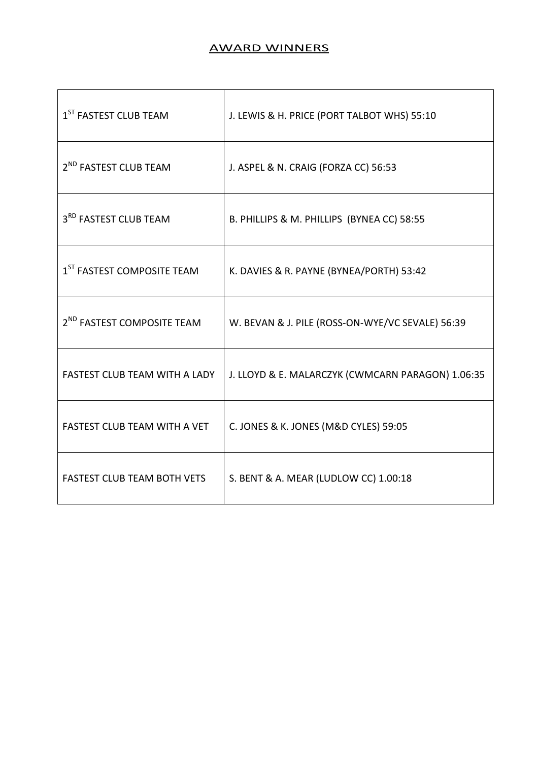## AWARD WINNERS

| | |
|---|---|
| 1ST FASTEST CLUB TEAM | J. LEWIS & H. PRICE (PORT TALBOT WHS) 55:10 |
| 2ND FASTEST CLUB TEAM | J. ASPEL & N. CRAIG (FORZA CC) 56:53 |
| 3RD FASTEST CLUB TEAM | B. PHILLIPS & M. PHILLIPS (BYNEA CC) 58:55 |
| 1ST FASTEST COMPOSITE TEAM | K. DAVIES & R. PAYNE (BYNEA/PORTH) 53:42 |
| 2ND FASTEST COMPOSITE TEAM | W. BEVAN & J. PILE (ROSS-ON-WYE/VC SEVALE) 56:39 |
| FASTEST CLUB TEAM WITH A LADY | J. LLOYD & E. MALARCZYK (CWMCARN PARAGON) 1.06:35 |
| FASTEST CLUB TEAM WITH A VET | C. JONES & K. JONES (M&D CYLES) 59:05 |
| FASTEST CLUB TEAM BOTH VETS | S. BENT & A. MEAR (LUDLOW CC) 1.00:18 |